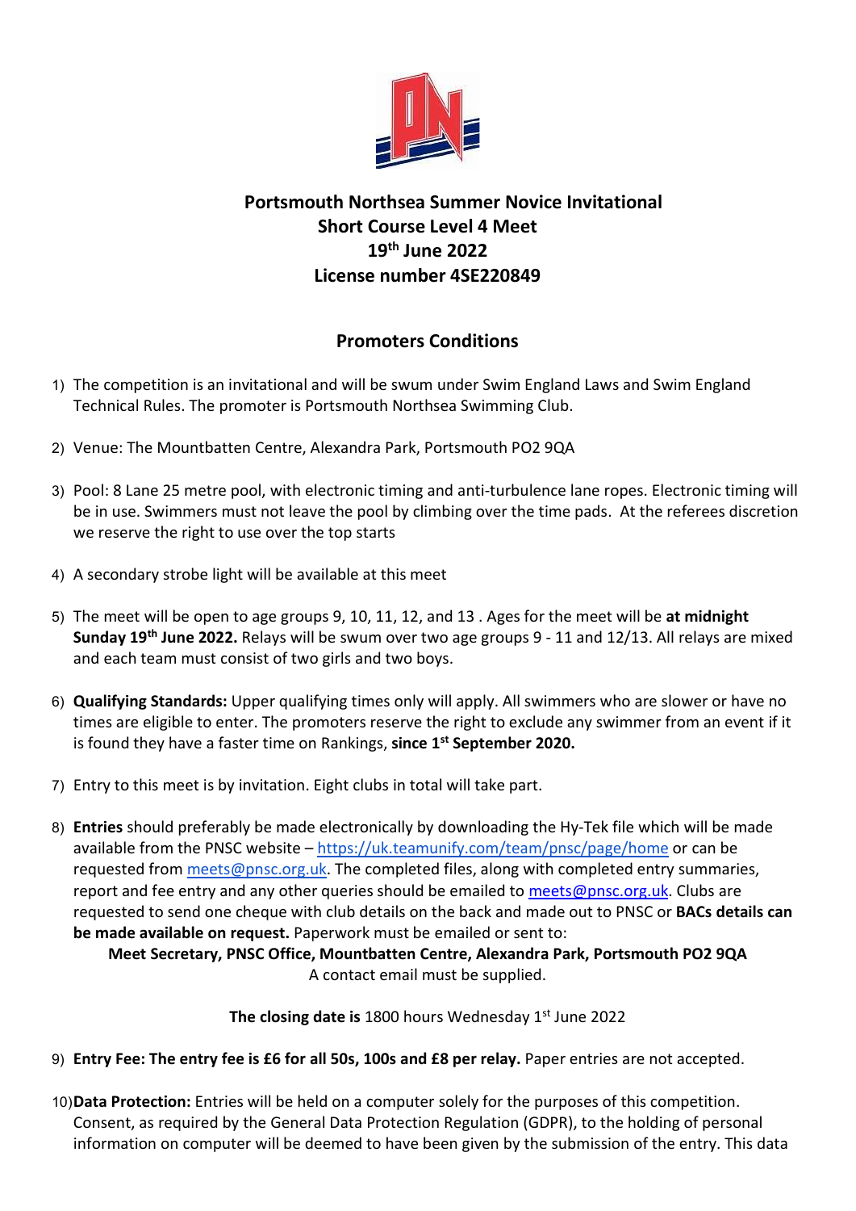# Portsmouth Northsea Summer Novice Invitational
## Short Course Level 4 Meet
## 19th June 2022
## License number 4SE220849

## Promoters Conditions

1) The competition is an invitational and will be swum under Swim England Laws and Swim England Technical Rules. The promoter is Portsmouth Northsea Swimming Club.

2) Venue: The Mountbatten Centre, Alexandra Park, Portsmouth PO2 9QA

3) Pool: 8 Lane 25 metre pool, with electronic timing and anti-turbulence lane ropes. Electronic timing will be in use. Swimmers must not leave the pool by climbing over the time pads. At the referees discretion we reserve the right to use over the top starts

4) A secondary strobe light will be available at this meet

5) The meet will be open to age groups 9, 10, 11, 12, and 13 . Ages for the meet will be **at midnight Sunday 19th June 2022.** Relays will be swum over two age groups 9 - 11 and 12/13. All relays are mixed and each team must consist of two girls and two boys.

6) **Qualifying Standards:** Upper qualifying times only will apply. All swimmers who are slower or have no times are eligible to enter. The promoters reserve the right to exclude any swimmer from an event if it is found they have a faster time on Rankings, **since 1st September 2020.**

7) Entry to this meet is by invitation. Eight clubs in total will take part.

8) **Entries** should preferably be made electronically by downloading the Hy-Tek file which will be made available from the PNSC website – https://uk.teamunify.com/team/pnsc/page/home or can be requested from meets@pnsc.org.uk. The completed files, along with completed entry summaries, report and fee entry and any other queries should be emailed to meets@pnsc.org.uk. Clubs are requested to send one cheque with club details on the back and made out to PNSC or **BACs details can be made available on request.** Paperwork must be emailed or sent to:

   **Meet Secretary, PNSC Office, Mountbatten Centre, Alexandra Park, Portsmouth PO2 9QA**
   A contact email must be supplied.

   **The closing date is** 1800 hours Wednesday 1st June 2022

9) **Entry Fee: The entry fee is £6 for all 50s, 100s and £8 per relay.** Paper entries are not accepted.

10) **Data Protection:** Entries will be held on a computer solely for the purposes of this competition. Consent, as required by the General Data Protection Regulation (GDPR), to the holding of personal information on computer will be deemed to have been given by the submission of the entry. This data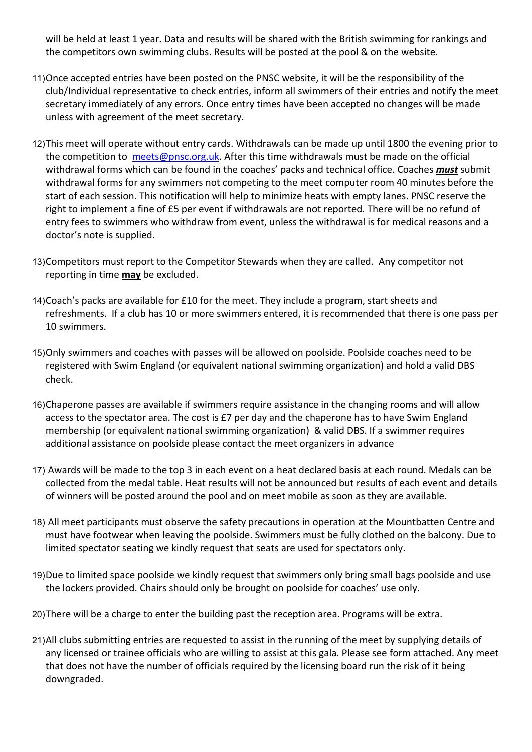will be held at least 1 year. Data and results will be shared with the British swimming for rankings and the competitors own swimming clubs. Results will be posted at the pool & on the website.

11) Once accepted entries have been posted on the PNSC website, it will be the responsibility of the club/Individual representative to check entries, inform all swimmers of their entries and notify the meet secretary immediately of any errors. Once entry times have been accepted no changes will be made unless with agreement of the meet secretary.

12) This meet will operate without entry cards. Withdrawals can be made up until 1800 the evening prior to the competition to meets@pnsc.org.uk. After this time withdrawals must be made on the official withdrawal forms which can be found in the coaches' packs and technical office. Coaches ***must*** submit withdrawal forms for any swimmers not competing to the meet computer room 40 minutes before the start of each session. This notification will help to minimize heats with empty lanes. PNSC reserve the right to implement a fine of £5 per event if withdrawals are not reported. There will be no refund of entry fees to swimmers who withdraw from event, unless the withdrawal is for medical reasons and a doctor's note is supplied.

13) Competitors must report to the Competitor Stewards when they are called. Any competitor not reporting in time **may** be excluded.

14) Coach's packs are available for £10 for the meet. They include a program, start sheets and refreshments. If a club has 10 or more swimmers entered, it is recommended that there is one pass per 10 swimmers.

15) Only swimmers and coaches with passes will be allowed on poolside. Poolside coaches need to be registered with Swim England (or equivalent national swimming organization) and hold a valid DBS check.

16) Chaperone passes are available if swimmers require assistance in the changing rooms and will allow access to the spectator area. The cost is £7 per day and the chaperone has to have Swim England membership (or equivalent national swimming organization) & valid DBS. If a swimmer requires additional assistance on poolside please contact the meet organizers in advance

17) Awards will be made to the top 3 in each event on a heat declared basis at each round. Medals can be collected from the medal table. Heat results will not be announced but results of each event and details of winners will be posted around the pool and on meet mobile as soon as they are available.

18) All meet participants must observe the safety precautions in operation at the Mountbatten Centre and must have footwear when leaving the poolside. Swimmers must be fully clothed on the balcony. Due to limited spectator seating we kindly request that seats are used for spectators only.

19) Due to limited space poolside we kindly request that swimmers only bring small bags poolside and use the lockers provided. Chairs should only be brought on poolside for coaches' use only.

20) There will be a charge to enter the building past the reception area. Programs will be extra.

21) All clubs submitting entries are requested to assist in the running of the meet by supplying details of any licensed or trainee officials who are willing to assist at this gala. Please see form attached. Any meet that does not have the number of officials required by the licensing board run the risk of it being downgraded.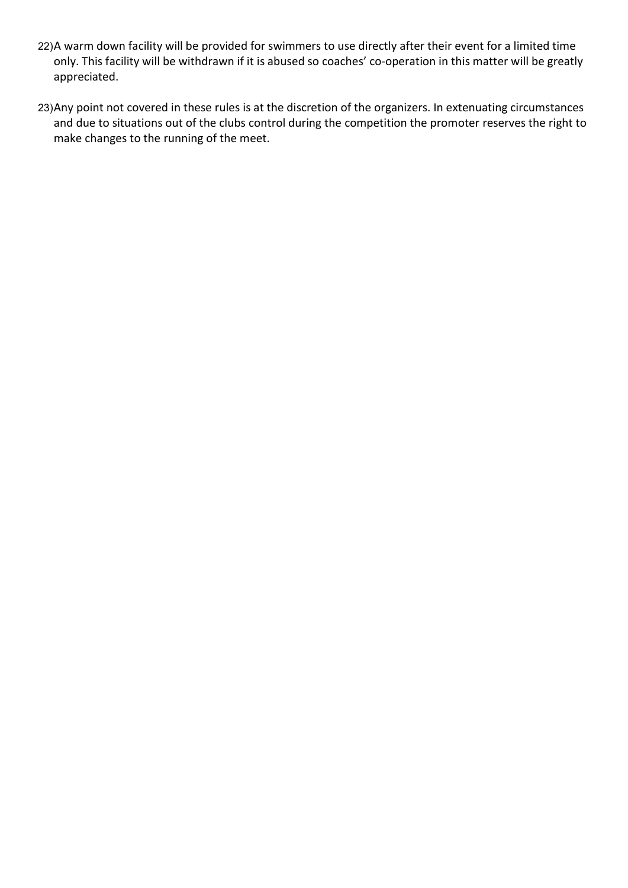22) A warm down facility will be provided for swimmers to use directly after their event for a limited time only. This facility will be withdrawn if it is abused so coaches' co-operation in this matter will be greatly appreciated.

23) Any point not covered in these rules is at the discretion of the organizers. In extenuating circumstances and due to situations out of the clubs control during the competition the promoter reserves the right to make changes to the running of the meet.